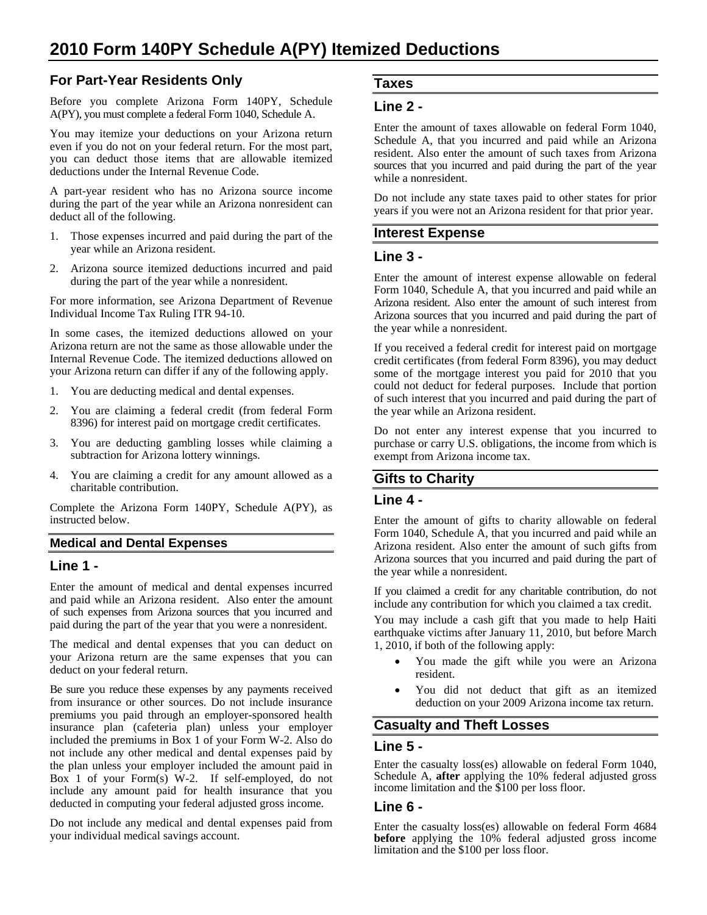# 2010 Form 140PY Schedule A(PY) Itemized Deductions

## For Part-Year Residents Only

Before you complete Arizona Form 140PY, Schedule A(PY), you must complete a federal Form 1040, Schedule A.

You may itemize your deductions on your Arizona return even if you do not on your federal return. For the most part, you can deduct those items that are allowable itemized deductions under the Internal Revenue Code.

A part-year resident who has no Arizona source income during the part of the year while an Arizona nonresident can deduct all of the following.

1. Those expenses incurred and paid during the part of the year while an Arizona resident.
2. Arizona source itemized deductions incurred and paid during the part of the year while a nonresident.

For more information, see Arizona Department of Revenue Individual Income Tax Ruling ITR 94-10.

In some cases, the itemized deductions allowed on your Arizona return are not the same as those allowable under the Internal Revenue Code. The itemized deductions allowed on your Arizona return can differ if any of the following apply.

1. You are deducting medical and dental expenses.
2. You are claiming a federal credit (from federal Form 8396) for interest paid on mortgage credit certificates.
3. You are deducting gambling losses while claiming a subtraction for Arizona lottery winnings.
4. You are claiming a credit for any amount allowed as a charitable contribution.

Complete the Arizona Form 140PY, Schedule A(PY), as instructed below.

## Medical and Dental Expenses

### Line 1 -

Enter the amount of medical and dental expenses incurred and paid while an Arizona resident. Also enter the amount of such expenses from Arizona sources that you incurred and paid during the part of the year that you were a nonresident.

The medical and dental expenses that you can deduct on your Arizona return are the same expenses that you can deduct on your federal return.

Be sure you reduce these expenses by any payments received from insurance or other sources. Do not include insurance premiums you paid through an employer-sponsored health insurance plan (cafeteria plan) unless your employer included the premiums in Box 1 of your Form W-2. Also do not include any other medical and dental expenses paid by the plan unless your employer included the amount paid in Box 1 of your Form(s) W-2. If self-employed, do not include any amount paid for health insurance that you deducted in computing your federal adjusted gross income.

Do not include any medical and dental expenses paid from your individual medical savings account.

## Taxes

### Line 2 -

Enter the amount of taxes allowable on federal Form 1040, Schedule A, that you incurred and paid while an Arizona resident. Also enter the amount of such taxes from Arizona sources that you incurred and paid during the part of the year while a nonresident.

Do not include any state taxes paid to other states for prior years if you were not an Arizona resident for that prior year.

## Interest Expense

### Line 3 -

Enter the amount of interest expense allowable on federal Form 1040, Schedule A, that you incurred and paid while an Arizona resident. Also enter the amount of such interest from Arizona sources that you incurred and paid during the part of the year while a nonresident.

If you received a federal credit for interest paid on mortgage credit certificates (from federal Form 8396), you may deduct some of the mortgage interest you paid for 2010 that you could not deduct for federal purposes. Include that portion of such interest that you incurred and paid during the part of the year while an Arizona resident.

Do not enter any interest expense that you incurred to purchase or carry U.S. obligations, the income from which is exempt from Arizona income tax.

## Gifts to Charity

### Line 4 -

Enter the amount of gifts to charity allowable on federal Form 1040, Schedule A, that you incurred and paid while an Arizona resident. Also enter the amount of such gifts from Arizona sources that you incurred and paid during the part of the year while a nonresident.

If you claimed a credit for any charitable contribution, do not include any contribution for which you claimed a tax credit.

You may include a cash gift that you made to help Haiti earthquake victims after January 11, 2010, but before March 1, 2010, if both of the following apply:

- You made the gift while you were an Arizona resident.
- You did not deduct that gift as an itemized deduction on your 2009 Arizona income tax return.

## Casualty and Theft Losses

### Line 5 -

Enter the casualty loss(es) allowable on federal Form 1040, Schedule A, **after** applying the 10% federal adjusted gross income limitation and the $100 per loss floor.

### Line 6 -

Enter the casualty loss(es) allowable on federal Form 4684 **before** applying the 10% federal adjusted gross income limitation and the $100 per loss floor.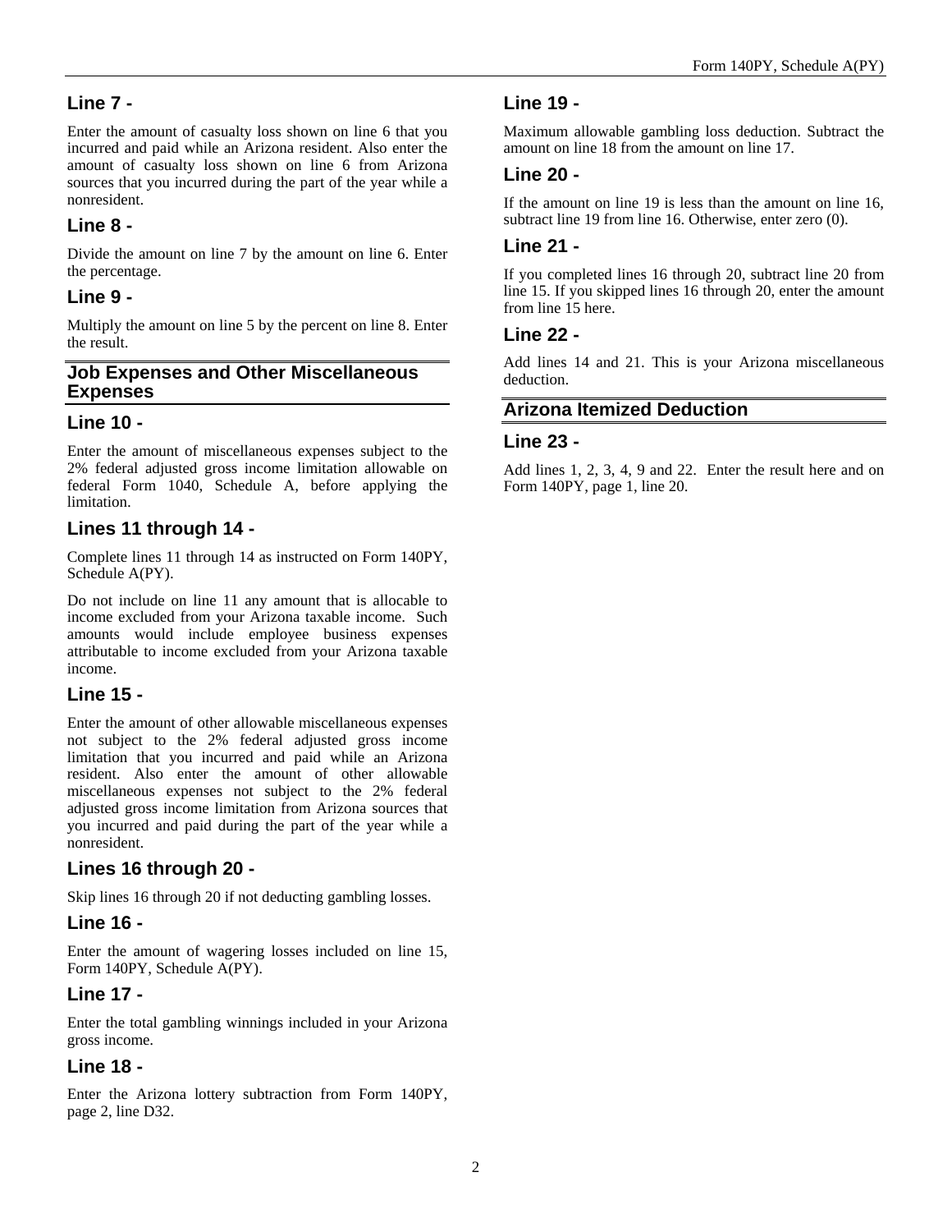### Line 7 -

Enter the amount of casualty loss shown on line 6 that you incurred and paid while an Arizona resident. Also enter the amount of casualty loss shown on line 6 from Arizona sources that you incurred during the part of the year while a nonresident.

### Line 8 -

Divide the amount on line 7 by the amount on line 6. Enter the percentage.

### Line 9 -

Multiply the amount on line 5 by the percent on line 8. Enter the result.

## Job Expenses and Other Miscellaneous Expenses

### Line 10 -

Enter the amount of miscellaneous expenses subject to the 2% federal adjusted gross income limitation allowable on federal Form 1040, Schedule A, before applying the limitation.

### Lines 11 through 14 -

Complete lines 11 through 14 as instructed on Form 140PY, Schedule A(PY).

Do not include on line 11 any amount that is allocable to income excluded from your Arizona taxable income. Such amounts would include employee business expenses attributable to income excluded from your Arizona taxable income.

### Line 15 -

Enter the amount of other allowable miscellaneous expenses not subject to the 2% federal adjusted gross income limitation that you incurred and paid while an Arizona resident. Also enter the amount of other allowable miscellaneous expenses not subject to the 2% federal adjusted gross income limitation from Arizona sources that you incurred and paid during the part of the year while a nonresident.

### Lines 16 through 20 -

Skip lines 16 through 20 if not deducting gambling losses.

### Line 16 -

Enter the amount of wagering losses included on line 15, Form 140PY, Schedule A(PY).

### Line 17 -

Enter the total gambling winnings included in your Arizona gross income.

### Line 18 -

Enter the Arizona lottery subtraction from Form 140PY, page 2, line D32.

### Line 19 -

Maximum allowable gambling loss deduction. Subtract the amount on line 18 from the amount on line 17.

### Line 20 -

If the amount on line 19 is less than the amount on line 16, subtract line 19 from line 16. Otherwise, enter zero (0).

### Line 21 -

If you completed lines 16 through 20, subtract line 20 from line 15. If you skipped lines 16 through 20, enter the amount from line 15 here.

### Line 22 -

Add lines 14 and 21. This is your Arizona miscellaneous deduction.

## Arizona Itemized Deduction

### Line 23 -

Add lines 1, 2, 3, 4, 9 and 22. Enter the result here and on Form 140PY, page 1, line 20.